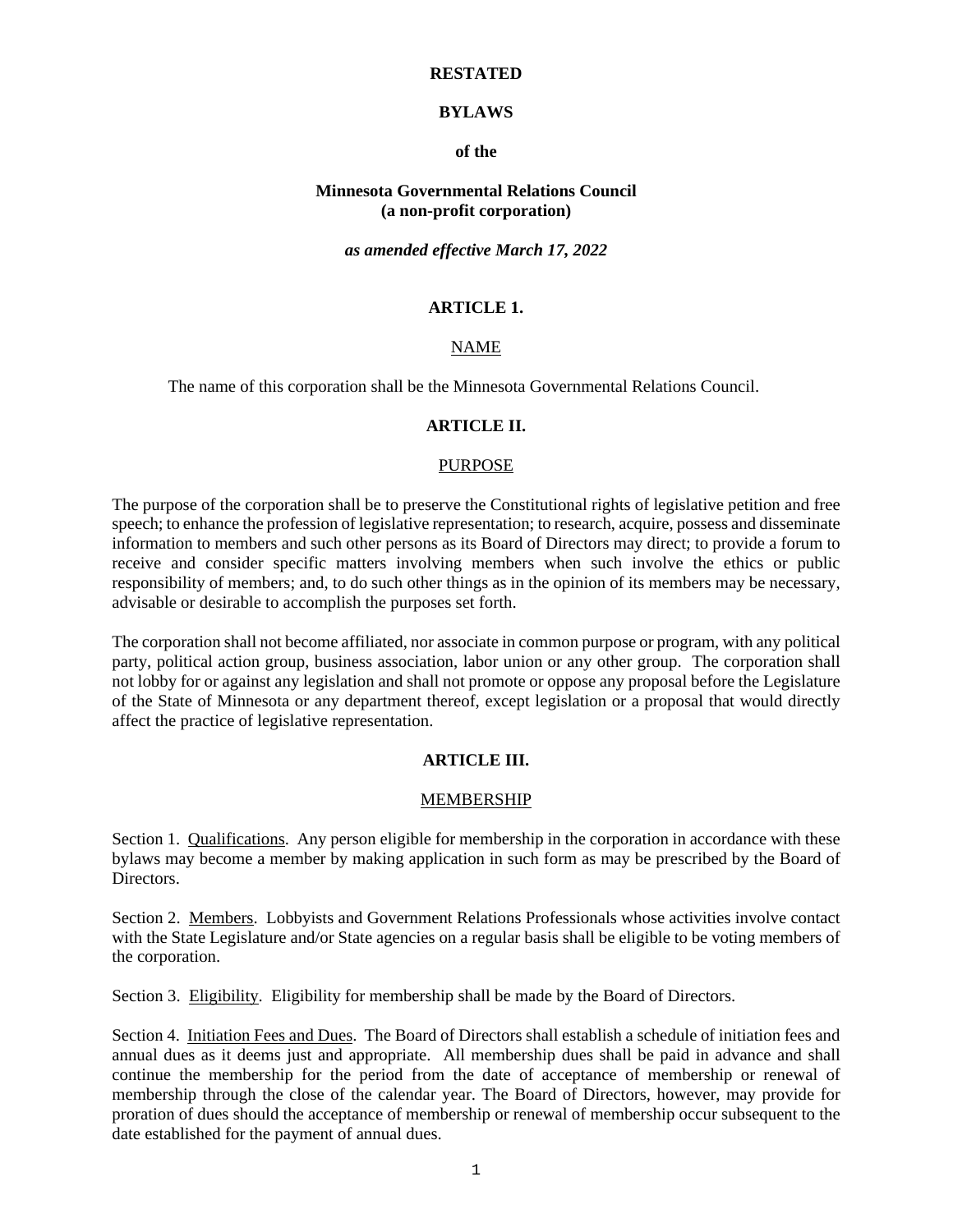**RESTATED**

**BYLAWS**

**of the**

**Minnesota Governmental Relations Council**
**(a non-profit corporation)**

***as amended effective March 17, 2022***

## ARTICLE 1.

### NAME

The name of this corporation shall be the Minnesota Governmental Relations Council.

## ARTICLE II.

### PURPOSE

The purpose of the corporation shall be to preserve the Constitutional rights of legislative petition and free speech; to enhance the profession of legislative representation; to research, acquire, possess and disseminate information to members and such other persons as its Board of Directors may direct; to provide a forum to receive and consider specific matters involving members when such involve the ethics or public responsibility of members; and, to do such other things as in the opinion of its members may be necessary, advisable or desirable to accomplish the purposes set forth.

The corporation shall not become affiliated, nor associate in common purpose or program, with any political party, political action group, business association, labor union or any other group. The corporation shall not lobby for or against any legislation and shall not promote or oppose any proposal before the Legislature of the State of Minnesota or any department thereof, except legislation or a proposal that would directly affect the practice of legislative representation.

## ARTICLE III.

### MEMBERSHIP

Section 1. Qualifications. Any person eligible for membership in the corporation in accordance with these bylaws may become a member by making application in such form as may be prescribed by the Board of Directors.

Section 2. Members. Lobbyists and Government Relations Professionals whose activities involve contact with the State Legislature and/or State agencies on a regular basis shall be eligible to be voting members of the corporation.

Section 3. Eligibility. Eligibility for membership shall be made by the Board of Directors.

Section 4. Initiation Fees and Dues. The Board of Directors shall establish a schedule of initiation fees and annual dues as it deems just and appropriate. All membership dues shall be paid in advance and shall continue the membership for the period from the date of acceptance of membership or renewal of membership through the close of the calendar year. The Board of Directors, however, may provide for proration of dues should the acceptance of membership or renewal of membership occur subsequent to the date established for the payment of annual dues.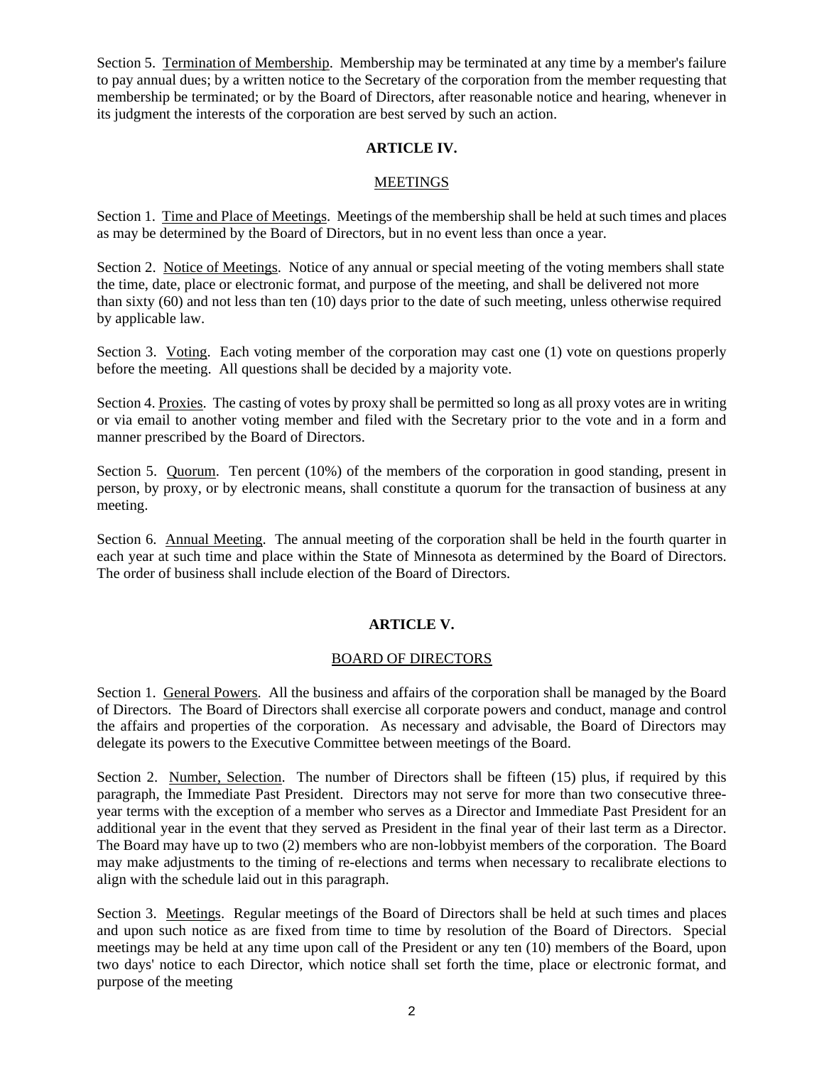Section 5. Termination of Membership. Membership may be terminated at any time by a member's failure to pay annual dues; by a written notice to the Secretary of the corporation from the member requesting that membership be terminated; or by the Board of Directors, after reasonable notice and hearing, whenever in its judgment the interests of the corporation are best served by such an action.

## ARTICLE IV.

### MEETINGS

Section 1. Time and Place of Meetings. Meetings of the membership shall be held at such times and places as may be determined by the Board of Directors, but in no event less than once a year.

Section 2. Notice of Meetings. Notice of any annual or special meeting of the voting members shall state the time, date, place or electronic format, and purpose of the meeting, and shall be delivered not more than sixty (60) and not less than ten (10) days prior to the date of such meeting, unless otherwise required by applicable law.

Section 3. Voting. Each voting member of the corporation may cast one (1) vote on questions properly before the meeting. All questions shall be decided by a majority vote.

Section 4. Proxies. The casting of votes by proxy shall be permitted so long as all proxy votes are in writing or via email to another voting member and filed with the Secretary prior to the vote and in a form and manner prescribed by the Board of Directors.

Section 5. Quorum. Ten percent (10%) of the members of the corporation in good standing, present in person, by proxy, or by electronic means, shall constitute a quorum for the transaction of business at any meeting.

Section 6. Annual Meeting. The annual meeting of the corporation shall be held in the fourth quarter in each year at such time and place within the State of Minnesota as determined by the Board of Directors. The order of business shall include election of the Board of Directors.

## ARTICLE V.

### BOARD OF DIRECTORS

Section 1. General Powers. All the business and affairs of the corporation shall be managed by the Board of Directors. The Board of Directors shall exercise all corporate powers and conduct, manage and control the affairs and properties of the corporation. As necessary and advisable, the Board of Directors may delegate its powers to the Executive Committee between meetings of the Board.

Section 2. Number, Selection. The number of Directors shall be fifteen (15) plus, if required by this paragraph, the Immediate Past President. Directors may not serve for more than two consecutive three-year terms with the exception of a member who serves as a Director and Immediate Past President for an additional year in the event that they served as President in the final year of their last term as a Director. The Board may have up to two (2) members who are non-lobbyist members of the corporation. The Board may make adjustments to the timing of re-elections and terms when necessary to recalibrate elections to align with the schedule laid out in this paragraph.

Section 3. Meetings. Regular meetings of the Board of Directors shall be held at such times and places and upon such notice as are fixed from time to time by resolution of the Board of Directors. Special meetings may be held at any time upon call of the President or any ten (10) members of the Board, upon two days' notice to each Director, which notice shall set forth the time, place or electronic format, and purpose of the meeting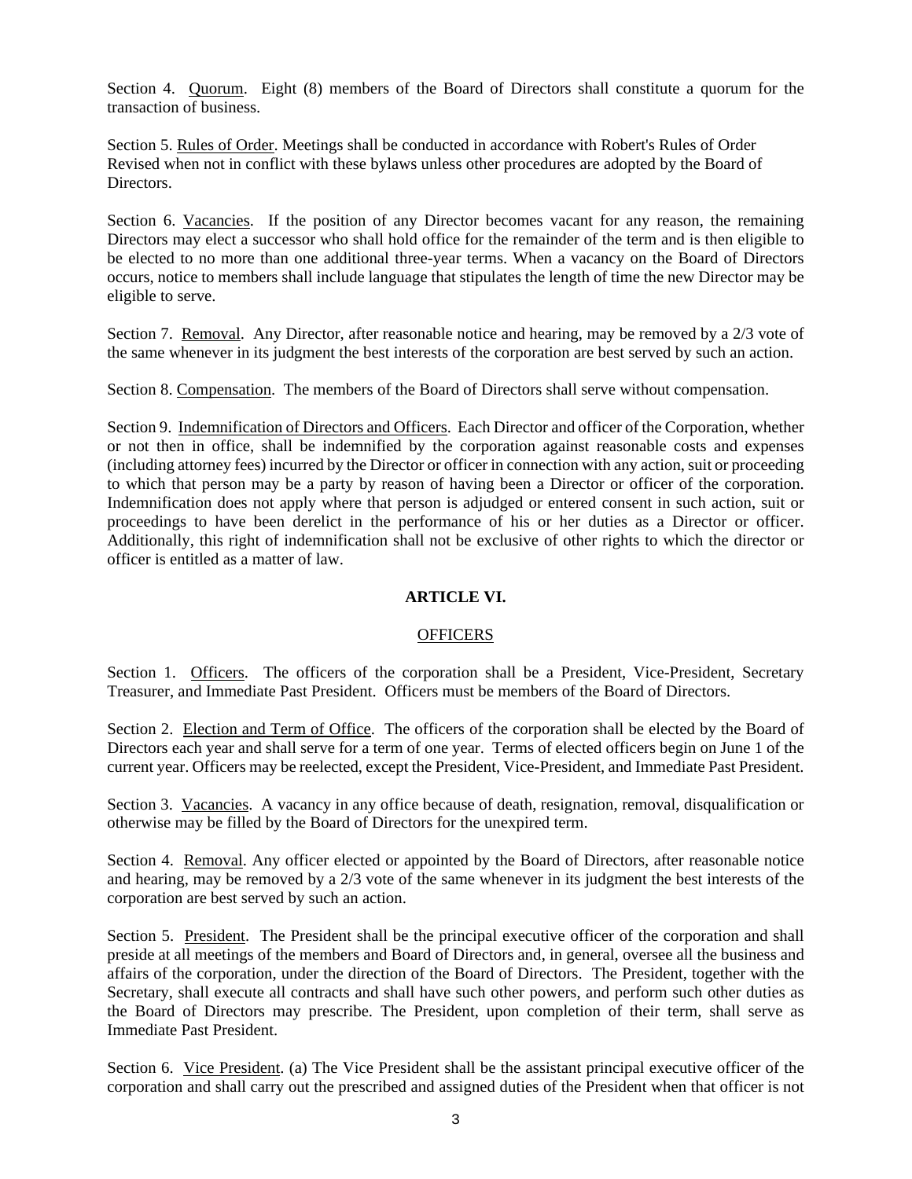Section 4. Quorum. Eight (8) members of the Board of Directors shall constitute a quorum for the transaction of business.

Section 5. Rules of Order. Meetings shall be conducted in accordance with Robert's Rules of Order Revised when not in conflict with these bylaws unless other procedures are adopted by the Board of Directors.

Section 6. Vacancies. If the position of any Director becomes vacant for any reason, the remaining Directors may elect a successor who shall hold office for the remainder of the term and is then eligible to be elected to no more than one additional three-year terms. When a vacancy on the Board of Directors occurs, notice to members shall include language that stipulates the length of time the new Director may be eligible to serve.

Section 7. Removal. Any Director, after reasonable notice and hearing, may be removed by a 2/3 vote of the same whenever in its judgment the best interests of the corporation are best served by such an action.

Section 8. Compensation. The members of the Board of Directors shall serve without compensation.

Section 9. Indemnification of Directors and Officers. Each Director and officer of the Corporation, whether or not then in office, shall be indemnified by the corporation against reasonable costs and expenses (including attorney fees) incurred by the Director or officer in connection with any action, suit or proceeding to which that person may be a party by reason of having been a Director or officer of the corporation. Indemnification does not apply where that person is adjudged or entered consent in such action, suit or proceedings to have been derelict in the performance of his or her duties as a Director or officer. Additionally, this right of indemnification shall not be exclusive of other rights to which the director or officer is entitled as a matter of law.

## ARTICLE VI.

### OFFICERS

Section 1. Officers. The officers of the corporation shall be a President, Vice-President, Secretary Treasurer, and Immediate Past President. Officers must be members of the Board of Directors.

Section 2. Election and Term of Office. The officers of the corporation shall be elected by the Board of Directors each year and shall serve for a term of one year. Terms of elected officers begin on June 1 of the current year. Officers may be reelected, except the President, Vice-President, and Immediate Past President.

Section 3. Vacancies. A vacancy in any office because of death, resignation, removal, disqualification or otherwise may be filled by the Board of Directors for the unexpired term.

Section 4. Removal. Any officer elected or appointed by the Board of Directors, after reasonable notice and hearing, may be removed by a 2/3 vote of the same whenever in its judgment the best interests of the corporation are best served by such an action.

Section 5. President. The President shall be the principal executive officer of the corporation and shall preside at all meetings of the members and Board of Directors and, in general, oversee all the business and affairs of the corporation, under the direction of the Board of Directors. The President, together with the Secretary, shall execute all contracts and shall have such other powers, and perform such other duties as the Board of Directors may prescribe. The President, upon completion of their term, shall serve as Immediate Past President.

Section 6. Vice President. (a) The Vice President shall be the assistant principal executive officer of the corporation and shall carry out the prescribed and assigned duties of the President when that officer is not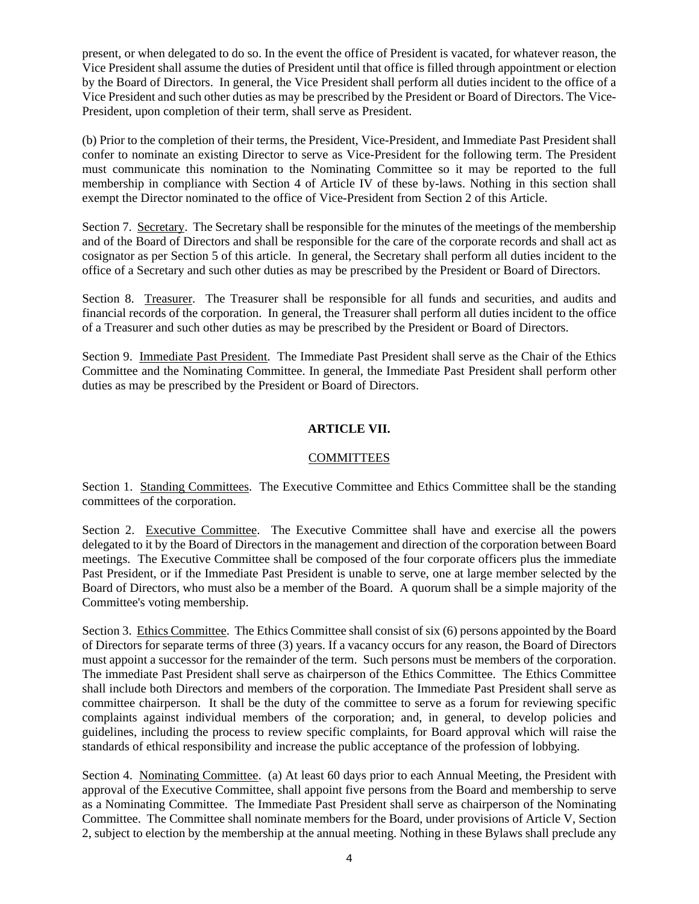present, or when delegated to do so. In the event the office of President is vacated, for whatever reason, the Vice President shall assume the duties of President until that office is filled through appointment or election by the Board of Directors. In general, the Vice President shall perform all duties incident to the office of a Vice President and such other duties as may be prescribed by the President or Board of Directors. The Vice-President, upon completion of their term, shall serve as President.

(b) Prior to the completion of their terms, the President, Vice-President, and Immediate Past President shall confer to nominate an existing Director to serve as Vice-President for the following term. The President must communicate this nomination to the Nominating Committee so it may be reported to the full membership in compliance with Section 4 of Article IV of these by-laws. Nothing in this section shall exempt the Director nominated to the office of Vice-President from Section 2 of this Article.

Section 7. Secretary. The Secretary shall be responsible for the minutes of the meetings of the membership and of the Board of Directors and shall be responsible for the care of the corporate records and shall act as cosignator as per Section 5 of this article. In general, the Secretary shall perform all duties incident to the office of a Secretary and such other duties as may be prescribed by the President or Board of Directors.

Section 8. Treasurer. The Treasurer shall be responsible for all funds and securities, and audits and financial records of the corporation. In general, the Treasurer shall perform all duties incident to the office of a Treasurer and such other duties as may be prescribed by the President or Board of Directors.

Section 9. Immediate Past President. The Immediate Past President shall serve as the Chair of the Ethics Committee and the Nominating Committee. In general, the Immediate Past President shall perform other duties as may be prescribed by the President or Board of Directors.

## ARTICLE VII.

### COMMITTEES

Section 1. Standing Committees. The Executive Committee and Ethics Committee shall be the standing committees of the corporation.

Section 2. Executive Committee. The Executive Committee shall have and exercise all the powers delegated to it by the Board of Directors in the management and direction of the corporation between Board meetings. The Executive Committee shall be composed of the four corporate officers plus the immediate Past President, or if the Immediate Past President is unable to serve, one at large member selected by the Board of Directors, who must also be a member of the Board. A quorum shall be a simple majority of the Committee's voting membership.

Section 3. Ethics Committee. The Ethics Committee shall consist of six (6) persons appointed by the Board of Directors for separate terms of three (3) years. If a vacancy occurs for any reason, the Board of Directors must appoint a successor for the remainder of the term. Such persons must be members of the corporation. The immediate Past President shall serve as chairperson of the Ethics Committee. The Ethics Committee shall include both Directors and members of the corporation. The Immediate Past President shall serve as committee chairperson. It shall be the duty of the committee to serve as a forum for reviewing specific complaints against individual members of the corporation; and, in general, to develop policies and guidelines, including the process to review specific complaints, for Board approval which will raise the standards of ethical responsibility and increase the public acceptance of the profession of lobbying.

Section 4. Nominating Committee. (a) At least 60 days prior to each Annual Meeting, the President with approval of the Executive Committee, shall appoint five persons from the Board and membership to serve as a Nominating Committee. The Immediate Past President shall serve as chairperson of the Nominating Committee. The Committee shall nominate members for the Board, under provisions of Article V, Section 2, subject to election by the membership at the annual meeting. Nothing in these Bylaws shall preclude any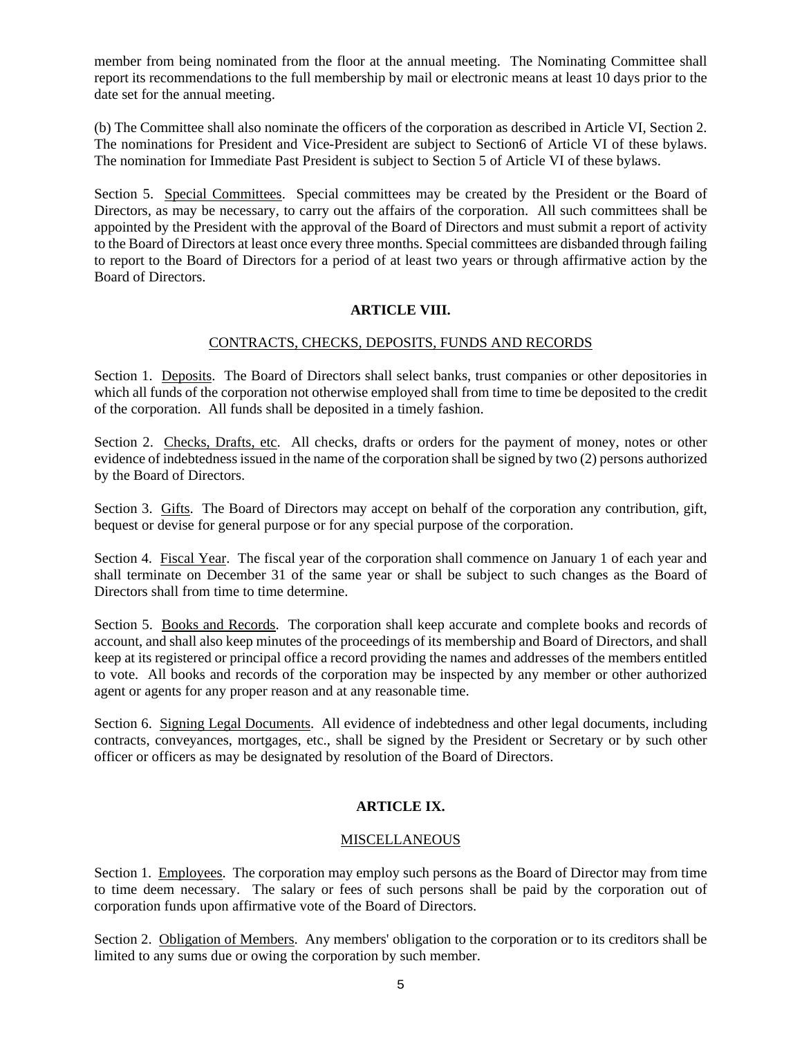member from being nominated from the floor at the annual meeting. The Nominating Committee shall report its recommendations to the full membership by mail or electronic means at least 10 days prior to the date set for the annual meeting.

(b) The Committee shall also nominate the officers of the corporation as described in Article VI, Section 2. The nominations for President and Vice-President are subject to Section6 of Article VI of these bylaws. The nomination for Immediate Past President is subject to Section 5 of Article VI of these bylaws.

Section 5. Special Committees. Special committees may be created by the President or the Board of Directors, as may be necessary, to carry out the affairs of the corporation. All such committees shall be appointed by the President with the approval of the Board of Directors and must submit a report of activity to the Board of Directors at least once every three months. Special committees are disbanded through failing to report to the Board of Directors for a period of at least two years or through affirmative action by the Board of Directors.

## ARTICLE VIII.

### CONTRACTS, CHECKS, DEPOSITS, FUNDS AND RECORDS

Section 1. Deposits. The Board of Directors shall select banks, trust companies or other depositories in which all funds of the corporation not otherwise employed shall from time to time be deposited to the credit of the corporation. All funds shall be deposited in a timely fashion.

Section 2. Checks, Drafts, etc. All checks, drafts or orders for the payment of money, notes or other evidence of indebtedness issued in the name of the corporation shall be signed by two (2) persons authorized by the Board of Directors.

Section 3. Gifts. The Board of Directors may accept on behalf of the corporation any contribution, gift, bequest or devise for general purpose or for any special purpose of the corporation.

Section 4. Fiscal Year. The fiscal year of the corporation shall commence on January 1 of each year and shall terminate on December 31 of the same year or shall be subject to such changes as the Board of Directors shall from time to time determine.

Section 5. Books and Records. The corporation shall keep accurate and complete books and records of account, and shall also keep minutes of the proceedings of its membership and Board of Directors, and shall keep at its registered or principal office a record providing the names and addresses of the members entitled to vote. All books and records of the corporation may be inspected by any member or other authorized agent or agents for any proper reason and at any reasonable time.

Section 6. Signing Legal Documents. All evidence of indebtedness and other legal documents, including contracts, conveyances, mortgages, etc., shall be signed by the President or Secretary or by such other officer or officers as may be designated by resolution of the Board of Directors.

## ARTICLE IX.

### MISCELLANEOUS

Section 1. Employees. The corporation may employ such persons as the Board of Director may from time to time deem necessary. The salary or fees of such persons shall be paid by the corporation out of corporation funds upon affirmative vote of the Board of Directors.

Section 2. Obligation of Members. Any members' obligation to the corporation or to its creditors shall be limited to any sums due or owing the corporation by such member.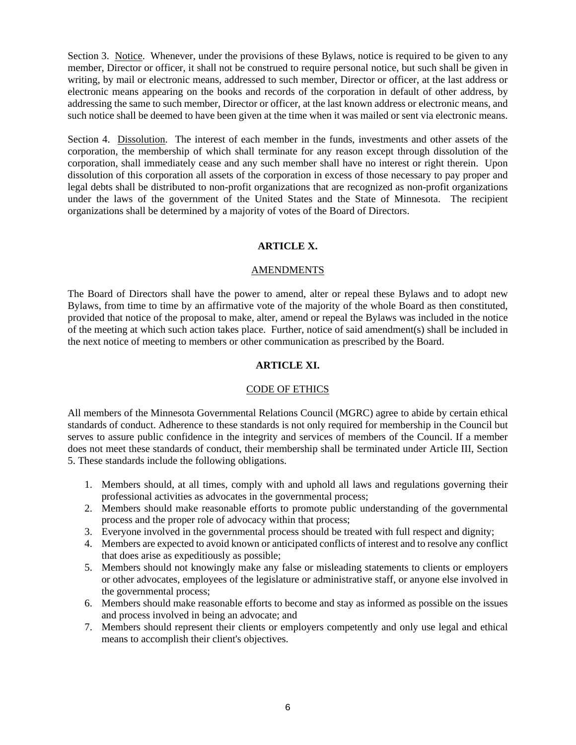Section 3. Notice. Whenever, under the provisions of these Bylaws, notice is required to be given to any member, Director or officer, it shall not be construed to require personal notice, but such shall be given in writing, by mail or electronic means, addressed to such member, Director or officer, at the last address or electronic means appearing on the books and records of the corporation in default of other address, by addressing the same to such member, Director or officer, at the last known address or electronic means, and such notice shall be deemed to have been given at the time when it was mailed or sent via electronic means.

Section 4. Dissolution. The interest of each member in the funds, investments and other assets of the corporation, the membership of which shall terminate for any reason except through dissolution of the corporation, shall immediately cease and any such member shall have no interest or right therein. Upon dissolution of this corporation all assets of the corporation in excess of those necessary to pay proper and legal debts shall be distributed to non-profit organizations that are recognized as non-profit organizations under the laws of the government of the United States and the State of Minnesota. The recipient organizations shall be determined by a majority of votes of the Board of Directors.

## ARTICLE X.

### AMENDMENTS

The Board of Directors shall have the power to amend, alter or repeal these Bylaws and to adopt new Bylaws, from time to time by an affirmative vote of the majority of the whole Board as then constituted, provided that notice of the proposal to make, alter, amend or repeal the Bylaws was included in the notice of the meeting at which such action takes place. Further, notice of said amendment(s) shall be included in the next notice of meeting to members or other communication as prescribed by the Board.

## ARTICLE XI.

### CODE OF ETHICS

All members of the Minnesota Governmental Relations Council (MGRC) agree to abide by certain ethical standards of conduct. Adherence to these standards is not only required for membership in the Council but serves to assure public confidence in the integrity and services of members of the Council. If a member does not meet these standards of conduct, their membership shall be terminated under Article III, Section 5. These standards include the following obligations.

1. Members should, at all times, comply with and uphold all laws and regulations governing their professional activities as advocates in the governmental process;
2. Members should make reasonable efforts to promote public understanding of the governmental process and the proper role of advocacy within that process;
3. Everyone involved in the governmental process should be treated with full respect and dignity;
4. Members are expected to avoid known or anticipated conflicts of interest and to resolve any conflict that does arise as expeditiously as possible;
5. Members should not knowingly make any false or misleading statements to clients or employers or other advocates, employees of the legislature or administrative staff, or anyone else involved in the governmental process;
6. Members should make reasonable efforts to become and stay as informed as possible on the issues and process involved in being an advocate; and
7. Members should represent their clients or employers competently and only use legal and ethical means to accomplish their client's objectives.